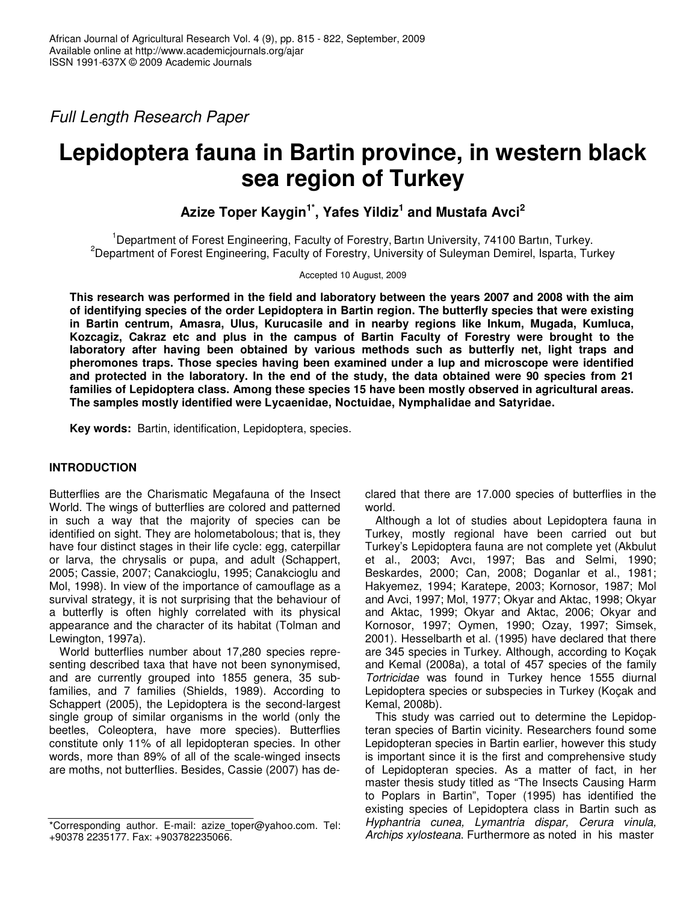Full Length Research Paper

# Lepidoptera fauna in Bartin province, in western black sea region of Turkey

**Azize Toper Kaygin[1*], Yafes Yildiz[1] and Mustafa Avci[2]**

[1]Department of Forest Engineering, Faculty of Forestry, Bartın University, 74100 Bartın, Turkey.
[2]Department of Forest Engineering, Faculty of Forestry, University of Suleyman Demirel, Isparta, Turkey

Accepted 10 August, 2009

**This research was performed in the field and laboratory between the years 2007 and 2008 with the aim of identifying species of the order Lepidoptera in Bartin region. The butterfly species that were existing in Bartin centrum, Amasra, Ulus, Kurucasile and in nearby regions like Inkum, Mugada, Kumluca, Kozcagiz, Cakraz etc and plus in the campus of Bartin Faculty of Forestry were brought to the laboratory after having been obtained by various methods such as butterfly net, light traps and pheromones traps. Those species having been examined under a lup and microscope were identified and protected in the laboratory. In the end of the study, the data obtained were 90 species from 21 families of Lepidoptera class. Among these species 15 have been mostly observed in agricultural areas. The samples mostly identified were Lycaenidae, Noctuidae, Nymphalidae and Satyridae.**

**Key words:** Bartin, identification, Lepidoptera, species.

## INTRODUCTION

Butterflies are the Charismatic Megafauna of the Insect World. The wings of butterflies are colored and patterned in such a way that the majority of species can be identified on sight. They are holometabolous; that is, they have four distinct stages in their life cycle: egg, caterpillar or larva, the chrysalis or pupa, and adult (Schappert, 2005; Cassie, 2007; Canakcioglu, 1995; Canakcioglu and Mol, 1998). In view of the importance of camouflage as a survival strategy, it is not surprising that the behaviour of a butterfly is often highly correlated with its physical appearance and the character of its habitat (Tolman and Lewington, 1997a).

World butterflies number about 17,280 species representing described taxa that have not been synonymised, and are currently grouped into 1855 genera, 35 subfamilies, and 7 families (Shields, 1989). According to Schappert (2005), the Lepidoptera is the second-largest single group of similar organisms in the world (only the beetles, Coleoptera, have more species). Butterflies constitute only 11% of all lepidopteran species. In other words, more than 89% of all of the scale-winged insects are moths, not butterflies. Besides, Cassie (2007) has declared that there are 17.000 species of butterflies in the world.

Although a lot of studies about Lepidoptera fauna in Turkey, mostly regional have been carried out but Turkey's Lepidoptera fauna are not complete yet (Akbulut et al., 2003; Avcı, 1997; Bas and Selmi, 1990; Beskardes, 2000; Can, 2008; Doganlar et al., 1981; Hakyemez, 1994; Karatepe, 2003; Kornosor, 1987; Mol and Avci, 1997; Mol, 1977; Okyar and Aktac, 1998; Okyar and Aktac, 1999; Okyar and Aktac, 2006; Okyar and Kornosor, 1997; Oymen, 1990; Ozay, 1997; Simsek, 2001). Hesselbarth et al. (1995) have declared that there are 345 species in Turkey. Although, according to Koçak and Kemal (2008a), a total of 457 species of the family *Tortricidae* was found in Turkey hence 1555 diurnal Lepidoptera species or subspecies in Turkey (Koçak and Kemal, 2008b).

This study was carried out to determine the Lepidopteran species of Bartin vicinity. Researchers found some Lepidopteran species in Bartin earlier, however this study is important since it is the first and comprehensive study of Lepidopteran species. As a matter of fact, in her master thesis study titled as "The Insects Causing Harm to Poplars in Bartin", Toper (1995) has identified the existing species of Lepidoptera class in Bartin such as *Hyphantria cunea, Lymantria dispar, Cerura vinula, Archips xylosteana*. Furthermore as noted in his master

*Corresponding author. E-mail: azize_toper@yahoo.com. Tel: +90378 2235177. Fax: +903782235066.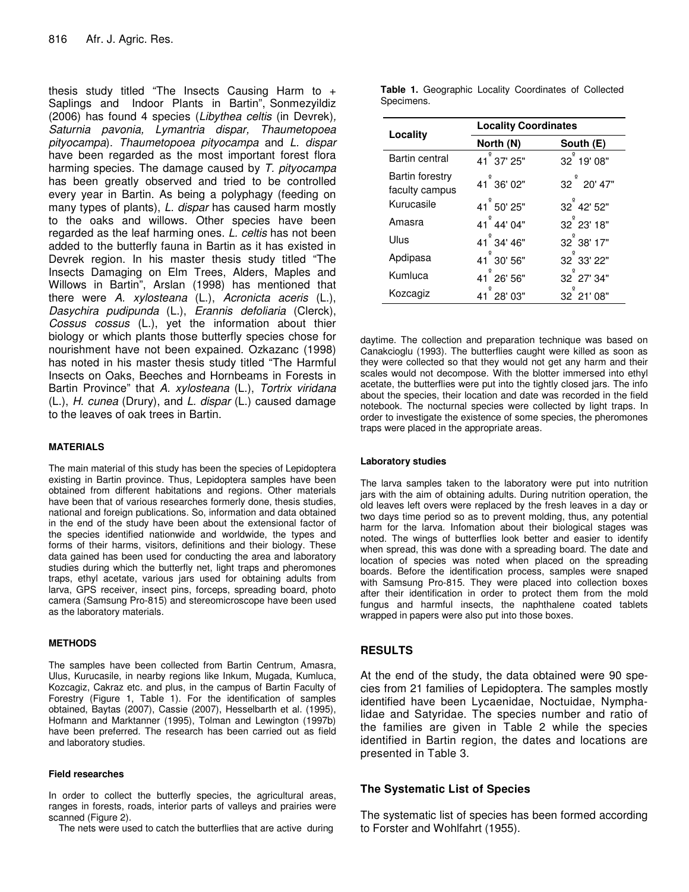thesis study titled "The Insects Causing Harm to + Saplings and Indoor Plants in Bartin", Sonmezyildiz (2006) has found 4 species (*Libythea celtis* (in Devrek), *Saturnia pavonia, Lymantria dispar, Thaumetopoea pityocampa*). *Thaumetopoea pityocampa* and *L. dispar* have been regarded as the most important forest flora harming species. The damage caused by *T. pityocampa* has been greatly observed and tried to be controlled every year in Bartin. As being a polyphagy (feeding on many types of plants), *L. dispar* has caused harm mostly to the oaks and willows. Other species have been regarded as the leaf harming ones. *L. celtis* has not been added to the butterfly fauna in Bartin as it has existed in Devrek region. In his master thesis study titled "The Insects Damaging on Elm Trees, Alders, Maples and Willows in Bartin", Arslan (1998) has mentioned that there were *A. xylosteana* (L.), *Acronicta aceris* (L.), *Dasychira pudipunda* (L.), *Erannis defoliaria* (Clerck), *Cossus cossus* (L.), yet the information about thier biology or which plants those butterfly species chose for nourishment have not been expained. Ozkazanc (1998) has noted in his master thesis study titled "The Harmful Insects on Oaks, Beeches and Hornbeams in Forests in Bartin Province" that *A. xylosteana* (L.), *Tortrix viridana* (L.), *H. cunea* (Drury), and *L. dispar* (L.) caused damage to the leaves of oak trees in Bartin.

#### MATERIALS

The main material of this study has been the species of Lepidoptera existing in Bartin province. Thus, Lepidoptera samples have been obtained from different habitations and regions. Other materials have been that of various researches formerly done, thesis studies, national and foreign publications. So, information and data obtained in the end of the study have been about the extensional factor of the species identified nationwide and worldwide, the types and forms of their harms, visitors, definitions and their biology. These data gained has been used for conducting the area and laboratory studies during which the butterfly net, light traps and pheromones traps, ethyl acetate, various jars used for obtaining adults from larva, GPS receiver, insect pins, forceps, spreading board, photo camera (Samsung Pro-815) and stereomicroscope have been used as the laboratory materials.

#### METHODS

The samples have been collected from Bartin Centrum, Amasra, Ulus, Kurucasile, in nearby regions like Inkum, Mugada, Kumluca, Kozcagiz, Cakraz etc. and plus, in the campus of Bartin Faculty of Forestry (Figure 1, Table 1). For the identification of samples obtained, Baytas (2007), Cassie (2007), Hesselbarth et al. (1995), Hofmann and Marktanner (1995), Tolman and Lewington (1997b) have been preferred. The research has been carried out as field and laboratory studies.

**Table 1.** Geographic Locality Coordinates of Collected Specimens.

| Locality | Locality Coordinates | |
|---|---|---|
| | North (N) | South (E) |
| Bartin central | 41° 37' 25" | 32° 19' 08" |
| Bartin forestry faculty campus | 41° 36' 02" | 32° 20' 47" |
| Kurucasile | 41° 50' 25" | 32° 42' 52" |
| Amasra | 41° 44' 04" | 32° 23' 18" |
| Ulus | 41° 34' 46" | 32° 38' 17" |
| Apdipasa | 41° 30' 56" | 32° 33' 22" |
| Kumluca | 41° 26' 56" | 32° 27' 34" |
| Kozcagiz | 41° 28' 03" | 32° 21' 08" |

#### Field researches

In order to collect the butterfly species, the agricultural areas, ranges in forests, roads, interior parts of valleys and prairies were scanned (Figure 2).

The nets were used to catch the butterflies that are active during daytime. The collection and preparation technique was based on Canakcioglu (1993). The butterflies caught were killed as soon as they were collected so that they would not get any harm and their scales would not decompose. With the blotter immersed into ethyl acetate, the butterflies were put into the tightly closed jars. The info about the species, their location and date was recorded in the field notebook. The nocturnal species were collected by light traps. In order to investigate the existence of some species, the pheromones traps were placed in the appropriate areas.

#### Laboratory studies

The larva samples taken to the laboratory were put into nutrition jars with the aim of obtaining adults. During nutrition operation, the old leaves left overs were replaced by the fresh leaves in a day or two days time period so as to prevent molding, thus, any potential harm for the larva. Infomation about their biological stages was noted. The wings of butterflies look better and easier to identify when spread, this was done with a spreading board. The date and location of species was noted when placed on the spreading boards. Before the identification process, samples were snaped with Samsung Pro-815. They were placed into collection boxes after their identification in order to protect them from the mold fungus and harmful insects, the naphthalene coated tablets wrapped in papers were also put into those boxes.

## RESULTS

At the end of the study, the data obtained were 90 species from 21 families of Lepidoptera. The samples mostly identified have been Lycaenidae, Noctuidae, Nymphalidae and Satyridae. The species number and ratio of the families are given in Table 2 while the species identified in Bartin region, the dates and locations are presented in Table 3.

### The Systematic List of Species

The systematic list of species has been formed according to Forster and Wohlfahrt (1955).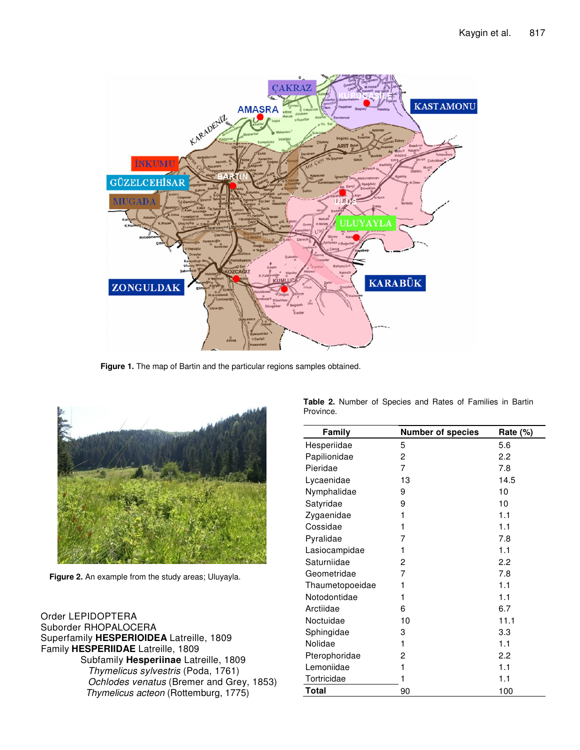Figure 1. The map of Bartin and the particular regions samples obtained.

Figure 2. An example from the study areas; Uluyayla.

Table 2. Number of Species and Rates of Families in Bartin Province.

| Family | Number of species | Rate (%) |
|---|---|---|
| Hesperiidae | 5 | 5.6 |
| Papilionidae | 2 | 2.2 |
| Pieridae | 7 | 7.8 |
| Lycaenidae | 13 | 14.5 |
| Nymphalidae | 9 | 10 |
| Satyridae | 9 | 10 |
| Zygaenidae | 1 | 1.1 |
| Cossidae | 1 | 1.1 |
| Pyralidae | 7 | 7.8 |
| Lasiocampidae | 1 | 1.1 |
| Saturniidae | 2 | 2.2 |
| Geometridae | 7 | 7.8 |
| Thaumetopoeidae | 1 | 1.1 |
| Notodontidae | 1 | 1.1 |
| Arctiidae | 6 | 6.7 |
| Noctuidae | 10 | 11.1 |
| Sphingidae | 3 | 3.3 |
| Nolidae | 1 | 1.1 |
| Pterophoridae | 2 | 2.2 |
| Lemoniidae | 1 | 1.1 |
| Tortricidae | 1 | 1.1 |
| **Total** | 90 | 100 |

Order LEPIDOPTERA
Suborder RHOPALOCERA
Superfamily **HESPERIOIDEA** Latreille, 1809
Family **HESPERIIDAE** Latreille, 1809

Subfamily **Hesperiinae** Latreille, 1809

*Thymelicus sylvestris* (Poda, 1761)
*Ochlodes venatus* (Bremer and Grey, 1853)
*Thymelicus acteon* (Rottemburg, 1775)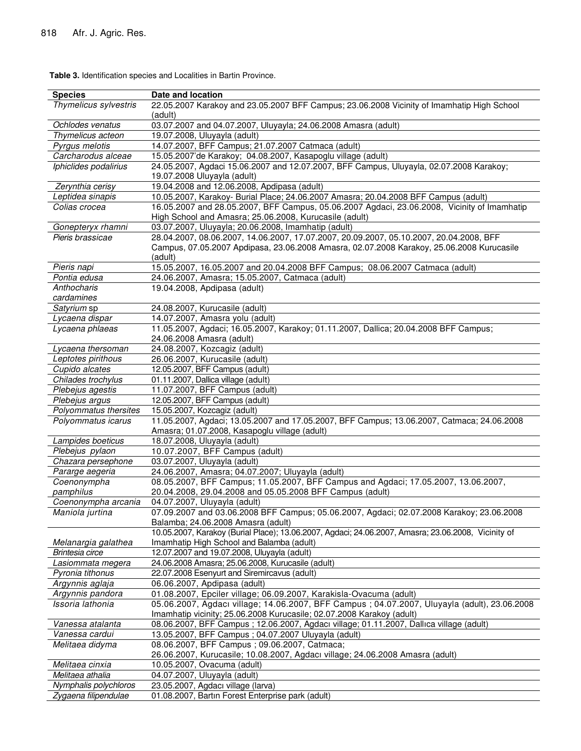**Table 3.** Identification species and Localities in Bartin Province.

| Species | Date and location |
|---|---|
| *Thymelicus sylvestris* | 22.05.2007 Karakoy and 23.05.2007 BFF Campus; 23.06.2008 Vicinity of Imamhatip High School (adult) |
| *Ochlodes venatus* | 03.07.2007 and 04.07.2007, Uluyayla; 24.06.2008 Amasra (adult) |
| *Thymelicus acteon* | 19.07.2008, Uluyayla (adult) |
| *Pyrgus melotis* | 14.07.2007, BFF Campus; 21.07.2007 Catmaca (adult) |
| *Carcharodus alceae* | 15.05.2007'de Karakoy; 04.08.2007, Kasapoglu village (adult) |
| *Iphiclides podalirius* | 24.05.2007, Agdaci 15.06.2007 and 12.07.2007, BFF Campus, Uluyayla, 02.07.2008 Karakoy; 19.07.2008 Uluyayla (adult) |
| *Zerynthia cerisy* | 19.04.2008 and 12.06.2008, Apdipasa (adult) |
| *Leptidea sinapis* | 10.05.2007, Karakoy- Burial Place; 24.06.2007 Amasra; 20.04.2008 BFF Campus (adult) |
| *Colias crocea* | 16.05.2007 and 28.05.2007, BFF Campus, 05.06.2007 Agdaci, 23.06.2008, Vicinity of Imamhatip High School and Amasra; 25.06.2008, Kurucasile (adult) |
| *Gonepteryx rhamni* | 03.07.2007, Uluyayla; 20.06.2008, Imamhatip (adult) |
| *Pieris brassicae* | 28.04.2007, 08.06.2007, 14.06.2007, 17.07.2007, 20.09.2007, 05.10.2007, 20.04.2008, BFF Campus, 07.05.2007 Apdipasa, 23.06.2008 Amasra, 02.07.2008 Karakoy, 25.06.2008 Kurucasile (adult) |
| *Pieris napi* | 15.05.2007, 16.05.2007 and 20.04.2008 BFF Campus; 08.06.2007 Catmaca (adult) |
| *Pontia edusa* | 24.06.2007, Amasra; 15.05.2007, Catmaca (adult) |
| *Anthocharis cardamines* | 19.04.2008, Apdipasa (adult) |
| *Satyrium* sp | 24.08.2007, Kurucasile (adult) |
| *Lycaena dispar* | 14.07.2007, Amasra yolu (adult) |
| *Lycaena phlaeas* | 11.05.2007, Agdaci; 16.05.2007, Karakoy; 01.11.2007, Dallica; 20.04.2008 BFF Campus; 24.06.2008 Amasra (adult) |
| *Lycaena thersoman* | 24.08.2007, Kozcagiz (adult) |
| *Leptotes pirithous* | 26.06.2007, Kurucasile (adult) |
| *Cupido alcates* | 12.05.2007, BFF Campus (adult) |
| *Chilades trochylus* | 01.11.2007, Dallica village (adult) |
| *Plebejus agestis* | 11.07.2007, BFF Campus (adult) |
| *Plebejus argus* | 12.05.2007, BFF Campus (adult) |
| *Polyommatus thersites* | 15.05.2007, Kozcagiz (adult) |
| *Polyommatus icarus* | 11.05.2007, Agdaci; 13.05.2007 and 17.05.2007, BFF Campus; 13.06.2007, Catmaca; 24.06.2008 Amasra; 01.07.2008, Kasapoglu village (adult) |
| *Lampides boeticus* | 18.07.2008, Uluyayla (adult) |
| *Plebejus pylaon* | 10.07.2007, BFF Campus (adult) |
| *Chazara persephone* | 03.07.2007, Uluyayla (adult) |
| *Pararge aegeria* | 24.06.2007, Amasra; 04.07.2007; Uluyayla (adult) |
| *Coenonympha pamphilus* | 08.05.2007, BFF Campus; 11.05.2007, BFF Campus and Agdaci; 17.05.2007, 13.06.2007, 20.04.2008, 29.04.2008 and 05.05.2008 BFF Campus (adult) |
| *Coenonympha arcania* | 04.07.2007, Uluyayla (adult) |
| *Maniola jurtina* | 07.09.2007 and 03.06.2008 BFF Campus; 05.06.2007, Agdaci; 02.07.2008 Karakoy; 23.06.2008 Balamba; 24.06.2008 Amasra (adult) |
| *Melanargia galathea* | 10.05.2007, Karakoy (Burial Place); 13.06.2007, Agdaci; 24.06.2007, Amasra; 23.06.2008, Vicinity of Imamhatip High School and Balamba (adult) |
| *Brintesia circe* | 12.07.2007 and 19.07.2008, Uluyayla (adult) |
| *Lasiommata megera* | 24.06.2008 Amasra; 25.06.2008, Kurucasile (adult) |
| *Pyronia tithonus* | 22.07.2008 Esenyurt and Siremircavus (adult) |
| *Argynnis aglaja* | 06.06.2007, Apdipasa (adult) |
| *Argynnis pandora* | 01.08.2007, Epciler village; 06.09.2007, Karakisla-Ovacuma (adult) |
| *Issoria lathonia* | 05.06.2007, Agdacı village; 14.06.2007, BFF Campus ; 04.07.2007, Uluyayla (adult), 23.06.2008 Imamhatip vicinity; 25.06.2008 Kurucasile; 02.07.2008 Karakoy (adult) |
| *Vanessa atalanta* | 08.06.2007, BFF Campus ; 12.06.2007, Agdacı village; 01.11.2007, Dallıca village (adult) |
| *Vanessa cardui* | 13.05.2007, BFF Campus ; 04.07.2007 Uluyayla (adult) |
| *Melitaea didyma* | 08.06.2007, BFF Campus ; 09.06.2007, Catmaca; 26.06.2007, Kurucasile; 10.08.2007, Agdacı village; 24.06.2008 Amasra (adult) |
| *Melitaea cinxia* | 10.05.2007, Ovacuma (adult) |
| *Melitaea athalia* | 04.07.2007, Uluyayla (adult) |
| *Nymphalis polychloros* | 23.05.2007, Agdacı village (larva) |
| *Zygaena filipendulae* | 01.08.2007, Bartın Forest Enterprise park (adult) |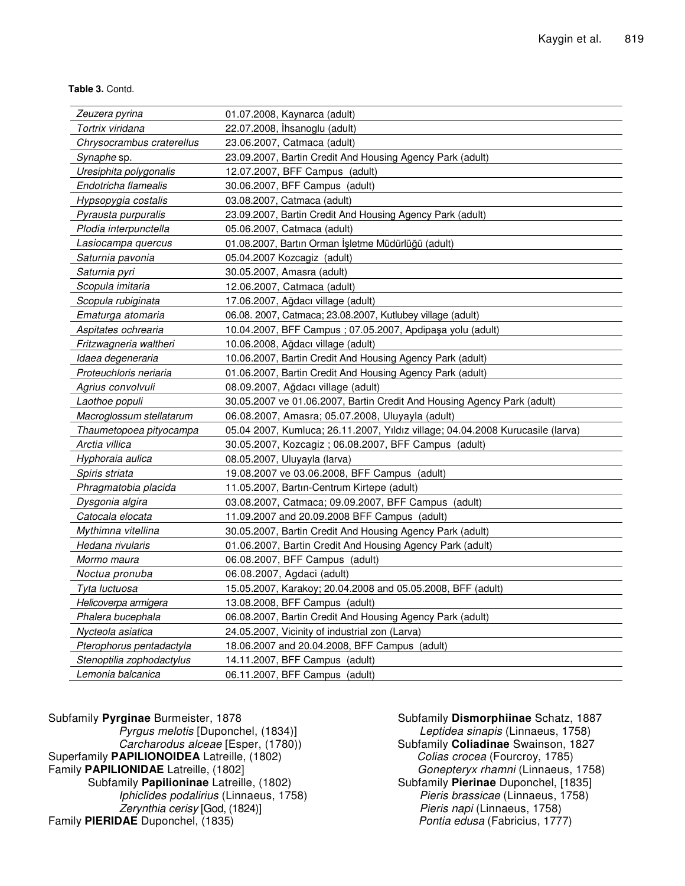**Table 3.** Contd.

| | |
|---|---|
| *Zeuzera pyrina* | 01.07.2008, Kaynarca (adult) |
| *Tortrix viridana* | 22.07.2008, İhsanoglu (adult) |
| *Chrysocrambus craterellus* | 23.06.2007, Catmaca (adult) |
| *Synaphe* sp. | 23.09.2007, Bartin Credit And Housing Agency Park (adult) |
| *Uresiphita polygonalis* | 12.07.2007, BFF Campus (adult) |
| *Endotricha flamealis* | 30.06.2007, BFF Campus (adult) |
| *Hypsopygia costalis* | 03.08.2007, Catmaca (adult) |
| *Pyrausta purpuralis* | 23.09.2007, Bartin Credit And Housing Agency Park (adult) |
| *Plodia interpunctella* | 05.06.2007, Catmaca (adult) |
| *Lasiocampa quercus* | 01.08.2007, Bartın Orman İşletme Müdürlüğü (adult) |
| *Saturnia pavonia* | 05.04.2007 Kozcagiz (adult) |
| *Saturnia pyri* | 30.05.2007, Amasra (adult) |
| *Scopula imitaria* | 12.06.2007, Catmaca (adult) |
| *Scopula rubiginata* | 17.06.2007, Ağdacı village (adult) |
| *Ematurga atomaria* | 06.08. 2007, Catmaca; 23.08.2007, Kutlubey village (adult) |
| *Aspitates ochrearia* | 10.04.2007, BFF Campus ; 07.05.2007, Apdipaşa yolu (adult) |
| *Fritzwagneria waltheri* | 10.06.2008, Ağdacı village (adult) |
| *Idaea degeneraria* | 10.06.2007, Bartin Credit And Housing Agency Park (adult) |
| *Proteuchloris neriaria* | 01.06.2007, Bartin Credit And Housing Agency Park (adult) |
| *Agrius convolvuli* | 08.09.2007, Ağdacı village (adult) |
| *Laothoe populi* | 30.05.2007 ve 01.06.2007, Bartin Credit And Housing Agency Park (adult) |
| *Macroglossum stellatarum* | 06.08.2007, Amasra; 05.07.2008, Uluyayla (adult) |
| *Thaumetopoea pityocampa* | 05.04 2007, Kumluca; 26.11.2007, Yıldız village; 04.04.2008 Kurucasile (larva) |
| *Arctia villica* | 30.05.2007, Kozcagiz ; 06.08.2007, BFF Campus (adult) |
| *Hyphoraia aulica* | 08.05.2007, Uluyayla (larva) |
| *Spiris striata* | 19.08.2007 ve 03.06.2008, BFF Campus (adult) |
| *Phragmatobia placida* | 11.05.2007, Bartın-Centrum Kirtepe (adult) |
| *Dysgonia algira* | 03.08.2007, Catmaca; 09.09.2007, BFF Campus (adult) |
| *Catocala elocata* | 11.09.2007 and 20.09.2008 BFF Campus (adult) |
| *Mythimna vitellina* | 30.05.2007, Bartin Credit And Housing Agency Park (adult) |
| *Hedana rivularis* | 01.06.2007, Bartin Credit And Housing Agency Park (adult) |
| *Mormo maura* | 06.08.2007, BFF Campus (adult) |
| *Noctua pronuba* | 06.08.2007, Agdaci (adult) |
| *Tyta luctuosa* | 15.05.2007, Karakoy; 20.04.2008 and 05.05.2008, BFF (adult) |
| *Helicoverpa armigera* | 13.08.2008, BFF Campus (adult) |
| *Phalera bucephala* | 06.08.2007, Bartin Credit And Housing Agency Park (adult) |
| *Nycteola asiatica* | 24.05.2007, Vicinity of industrial zon (Larva) |
| *Pterophorus pentadactyla* | 18.06.2007 and 20.04.2008, BFF Campus (adult) |
| *Stenoptilia zophodactylus* | 14.11.2007, BFF Campus (adult) |
| *Lemonia balcanica* | 06.11.2007, BFF Campus (adult) |

Subfamily **Pyrginae** Burmeister, 1878
*Pyrgus melotis* [Duponchel, (1834)]
*Carcharodus alceae* [Esper, (1780))
Superfamily **PAPILIONOIDEA** Latreille, (1802)
Family **PAPILIONIDAE** Latreille, (1802]
Subfamily **Papilioninae** Latreille, (1802)
*Iphiclides podalirius* (Linnaeus, 1758)
*Zerynthia cerisy* [God, (1824)]
Family **PIERIDAE** Duponchel, (1835)
Subfamily **Dismorphiinae** Schatz, 1887
*Leptidea sinapis* (Linnaeus, 1758)
Subfamily **Coliadinae** Swainson, 1827
*Colias crocea* (Fourcroy, 1785)
*Gonepteryx rhamni* (Linnaeus, 1758)
Subfamily **Pierinae** Duponchel, [1835]
*Pieris brassicae* (Linnaeus, 1758)
*Pieris napi* (Linnaeus, 1758)
*Pontia edusa* (Fabricius, 1777)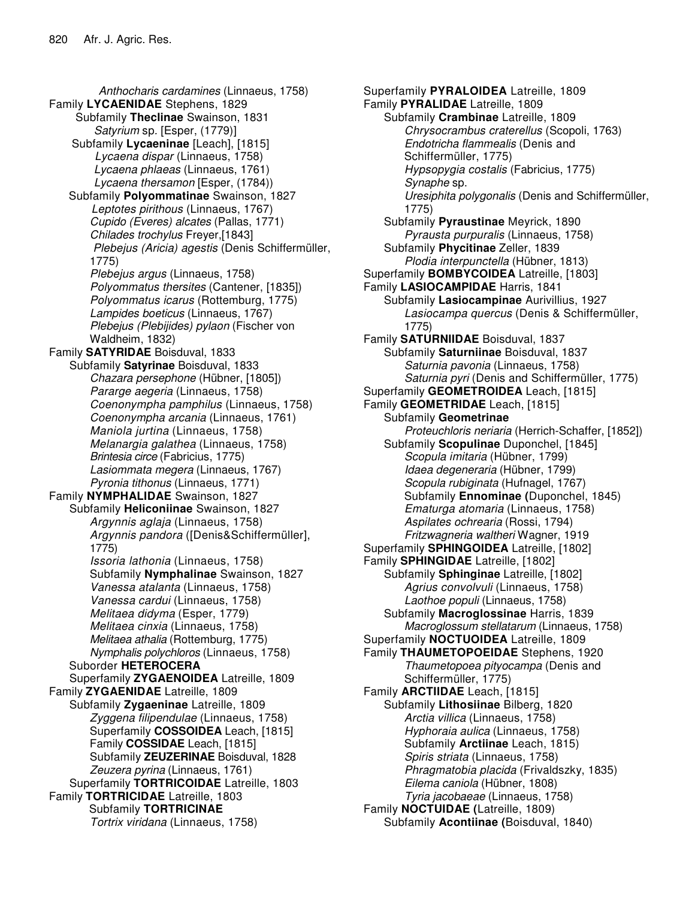*Anthocharis cardamines* (Linnaeus, 1758)

Family **LYCAENIDAE** Stephens, 1829

Subfamily **Theclinae** Swainson, 1831

*Satyrium* sp. [Esper, (1779)]

Subfamily **Lycaeninae** [Leach], [1815]

*Lycaena dispar* (Linnaeus, 1758)

*Lycaena phlaeas* (Linnaeus, 1761)

*Lycaena thersamon* [Esper, (1784))

Subfamily **Polyommatinae** Swainson, 1827

*Leptotes pirithous* (Linnaeus, 1767)

*Cupido (Everes) alcates* (Pallas, 1771)

*Chilades trochylus* Freyer,[1843]

*Plebejus (Aricia) agestis* (Denis Schiffermüller, 1775)

*Plebejus argus* (Linnaeus, 1758)

*Polyommatus thersites* (Cantener, [1835])

*Polyommatus icarus* (Rottemburg, 1775)

*Lampides boeticus* (Linnaeus, 1767)

*Plebejus (Plebijides) pylaon* (Fischer von Waldheim, 1832)

Family **SATYRIDAE** Boisduval, 1833

Subfamily **Satyrinae** Boisduval, 1833

*Chazara persephone* (Hübner, [1805])

*Pararge aegeria* (Linnaeus, 1758)

*Coenonympha pamphilus* (Linnaeus, 1758)

*Coenonympha arcania* (Linnaeus, 1761)

*Maniola jurtina* (Linnaeus, 1758)

*Melanargia galathea* (Linnaeus, 1758)

*Brintesia circe* (Fabricius, 1775)

*Lasiommata megera* (Linnaeus, 1767)

*Pyronia tithonus* (Linnaeus, 1771)

Family **NYMPHALIDAE** Swainson, 1827

Subfamily **Heliconiinae** Swainson, 1827

*Argynnis aglaja* (Linnaeus, 1758)

*Argynnis pandora* ([Denis&Schiffermüller], 1775)

*Issoria lathonia* (Linnaeus, 1758)

Subfamily **Nymphalinae** Swainson, 1827

*Vanessa atalanta* (Linnaeus, 1758)

*Vanessa cardui* (Linnaeus, 1758)

*Melitaea didyma* (Esper, 1779)

*Melitaea cinxia* (Linnaeus, 1758)

*Melitaea athalia* (Rottemburg, 1775)

*Nymphalis polychloros* (Linnaeus, 1758)

Suborder **HETEROCERA**

Superfamily **ZYGAENOIDEA** Latreille, 1809

Family **ZYGAENIDAE** Latreille, 1809

Subfamily **Zygaeninae** Latreille, 1809

*Zyggena filipendulae* (Linnaeus, 1758)

Superfamily **COSSOIDEA** Leach, [1815]

Family **COSSIDAE** Leach, [1815]

Subfamily **ZEUZERINAE** Boisduval, 1828

*Zeuzera pyrina* (Linnaeus, 1761)

Superfamily **TORTRICOIDAE** Latreille, 1803

Family **TORTRICIDAE** Latreille, 1803

Subfamily **TORTRICINAE**

*Tortrix viridana* (Linnaeus, 1758)

Superfamily **PYRALOIDEA** Latreille, 1809

Family **PYRALIDAE** Latreille, 1809

Subfamily **Crambinae** Latreille, 1809

*Chrysocrambus craterellus* (Scopoli, 1763)

*Endotricha flammealis* (Denis and Schiffermüller, 1775)

*Hypsopygia costalis* (Fabricius, 1775)

*Synaphe* sp.

*Uresiphita polygonalis* (Denis and Schiffermüller, 1775)

Subfamily **Pyraustinae** Meyrick, 1890

*Pyrausta purpuralis* (Linnaeus, 1758)

Subfamily **Phycitinae** Zeller, 1839

*Plodia interpunctella* (Hübner, 1813)

Superfamily **BOMBYCOIDEA** Latreille, [1803]

Family **LASIOCAMPIDAE** Harris, 1841

Subfamily **Lasiocampinae** Aurivillius, 1927

*Lasiocampa quercus* (Denis & Schiffermüller, 1775)

Family **SATURNIIDAE** Boisduval, 1837

Subfamily **Saturniinae** Boisduval, 1837

*Saturnia pavonia* (Linnaeus, 1758)

*Saturnia pyri* (Denis and Schiffermüller, 1775)

Superfamily **GEOMETROIDEA** Leach, [1815]

Family **GEOMETRIDAE** Leach, [1815]

Subfamily **Geometrinae**

*Proteuchloris neriaria* (Herrich-Schaffer, [1852])

Subfamily **Scopulinae** Duponchel, [1845]

*Scopula imitaria* (Hübner, 1799)

*Idaea degeneraria* (Hübner, 1799)

*Scopula rubiginata* (Hufnagel, 1767)

Subfamily **Ennominae (**Duponchel, 1845)

*Ematurga atomaria* (Linnaeus, 1758)

*Aspilates ochrearia* (Rossi, 1794)

*Fritzwagneria waltheri* Wagner, 1919

Superfamily **SPHINGOIDEA** Latreille, [1802]

Family **SPHINGIDAE** Latreille, [1802]

Subfamily **Sphinginae** Latreille, [1802]

*Agrius convolvuli* (Linnaeus, 1758)

*Laothoe populi* (Linnaeus, 1758)

Subfamily **Macroglossinae** Harris, 1839

*Macroglossum stellatarum* (Linnaeus, 1758)

Superfamily **NOCTUOIDEA** Latreille, 1809

Family **THAUMETOPOEIDAE** Stephens, 1920

*Thaumetopoea pityocampa* (Denis and Schiffermüller, 1775)

Family **ARCTIIDAE** Leach, [1815]

Subfamily **Lithosiinae** Bilberg, 1820

*Arctia villica* (Linnaeus, 1758)

*Hyphoraia aulica* (Linnaeus, 1758)

Subfamily **Arctiinae** Leach, 1815)

*Spiris striata* (Linnaeus, 1758)

*Phragmatobia placida* (Frivaldszky, 1835)

*Eilema caniola* (Hübner, 1808)

*Tyria jacobaeae* (Linnaeus, 1758)

Family **NOCTUIDAE (**Latreille, 1809)

Subfamily **Acontiinae (**Boisduval, 1840)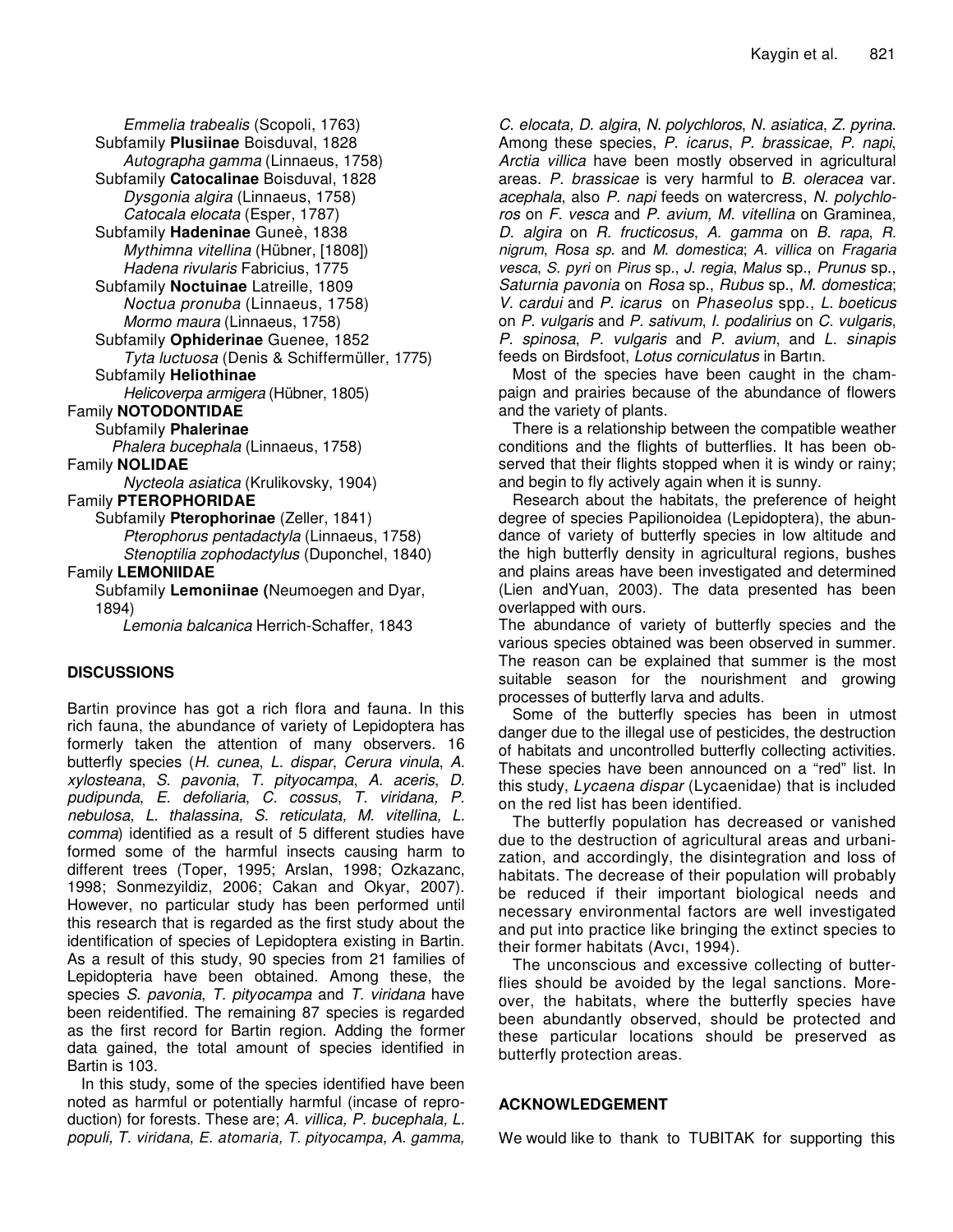*Emmelia trabealis* (Scopoli, 1763)

Subfamily **Plusiinae** Boisduval, 1828

*Autographa gamma* (Linnaeus, 1758)

Subfamily **Catocalinae** Boisduval, 1828

*Dysgonia algira* (Linnaeus, 1758)

*Catocala elocata* (Esper, 1787)

Subfamily **Hadeninae** Guneè, 1838

*Mythimna vitellina* (Hübner, [1808])

*Hadena rivularis* Fabricius, 1775

Subfamily **Noctuinae** Latreille, 1809

*Noctua pronuba* (Linnaeus, 1758)

*Mormo maura* (Linnaeus, 1758)

Subfamily **Ophiderinae** Guenee, 1852

*Tyta luctuosa* (Denis & Schiffermüller, 1775)

Subfamily **Heliothinae**

*Helicoverpa armigera* (Hübner, 1805)

Family **NOTODONTIDAE**

Subfamily **Phalerinae**

*Phalera bucephala* (Linnaeus, 1758)

Family **NOLIDAE**

*Nycteola asiatica* (Krulikovsky, 1904)

Family **PTEROPHORIDAE**

Subfamily **Pterophorinae** (Zeller, 1841)

*Pterophorus pentadactyla* (Linnaeus, 1758)

*Stenoptilia zophodactylus* (Duponchel, 1840)

Family **LEMONIIDAE**

Subfamily **Lemoniinae (**Neumoegen and Dyar, 1894)

*Lemonia balcanica* Herrich-Schaffer, 1843

## DISCUSSIONS

Bartin province has got a rich flora and fauna. In this rich fauna, the abundance of variety of Lepidoptera has formerly taken the attention of many observers. 16 butterfly species (*H. cunea*, *L. dispar*, *Cerura vinula*, *A. xylosteana*, *S. pavonia*, *T. pityocampa*, *A. aceris*, *D. pudipunda*, *E. defoliaria*, *C. cossus*, *T. viridana, P. nebulosa, L. thalassina, S. reticulata, M. vitellina, L. comma*) identified as a result of 5 different studies have formed some of the harmful insects causing harm to different trees (Toper, 1995; Arslan, 1998; Ozkazanc, 1998; Sonmezyildiz, 2006; Cakan and Okyar, 2007). However, no particular study has been performed until this research that is regarded as the first study about the identification of species of Lepidoptera existing in Bartin. As a result of this study, 90 species from 21 families of Lepidopteria have been obtained. Among these, the species *S. pavonia*, *T. pityocampa* and *T. viridana* have been reidentified. The remaining 87 species is regarded as the first record for Bartin region. Adding the former data gained, the total amount of species identified in Bartin is 103.

In this study, some of the species identified have been noted as harmful or potentially harmful (incase of reproduction) for forests. These are; *A. villica, P. bucephala*, *L. populi*, *T. viridana*, *E. atomaria, T. pityocampa, A. gamma, C. elocata, D. algira*, *N. polychloros*, *N. asiatica*, *Z. pyrina*. Among these species, *P. icarus*, *P. brassicae*, *P. napi*, *Arctia villica* have been mostly observed in agricultural areas. *P. brassicae* is very harmful to *B. oleracea* var. *acephala*, also *P. napi* feeds on watercress, *N. polychloros* on *F. vesca* and *P. avium, M. vitellina* on Graminea, *D. algira* on *R. fructicosus*, *A. gamma* on *B. rapa*, *R. nigrum*, *Rosa sp.* and *M. domestica*; *A. villica* on *Fragaria vesca*, *S. pyri* on *Pirus* sp., *J. regia*, *Malus* sp., *Prunus* sp., *Saturnia pavonia* on *Rosa* sp., *Rubus* sp., *M. domestica*; *V. cardui* and *P. icarus* on *Phaseolus* spp., *L. boeticus* on *P. vulgaris* and *P. sativum*, *I. podalirius* on *C. vulgaris*, *P. spinosa*, *P. vulgaris* and *P. avium*, and *L. sinapis* feeds on Birdsfoot, *Lotus corniculatus* in Bartın.

Most of the species have been caught in the champaign and prairies because of the abundance of flowers and the variety of plants.

There is a relationship between the compatible weather conditions and the flights of butterflies. It has been observed that their flights stopped when it is windy or rainy; and begin to fly actively again when it is sunny.

Research about the habitats, the preference of height degree of species Papilionoidea (Lepidoptera), the abundance of variety of butterfly species in low altitude and the high butterfly density in agricultural regions, bushes and plains areas have been investigated and determined (Lien andYuan, 2003). The data presented has been overlapped with ours.

The abundance of variety of butterfly species and the various species obtained was been observed in summer. The reason can be explained that summer is the most suitable season for the nourishment and growing processes of butterfly larva and adults.

Some of the butterfly species has been in utmost danger due to the illegal use of pesticides, the destruction of habitats and uncontrolled butterfly collecting activities. These species have been announced on a "red" list. In this study, *Lycaena dispar* (Lycaenidae) that is included on the red list has been identified.

The butterfly population has decreased or vanished due to the destruction of agricultural areas and urbanization, and accordingly, the disintegration and loss of habitats. The decrease of their population will probably be reduced if their important biological needs and necessary environmental factors are well investigated and put into practice like bringing the extinct species to their former habitats (Avcı, 1994).

The unconscious and excessive collecting of butterflies should be avoided by the legal sanctions. Moreover, the habitats, where the butterfly species have been abundantly observed, should be protected and these particular locations should be preserved as butterfly protection areas.

## ACKNOWLEDGEMENT

We would like to thank to TUBITAK for supporting this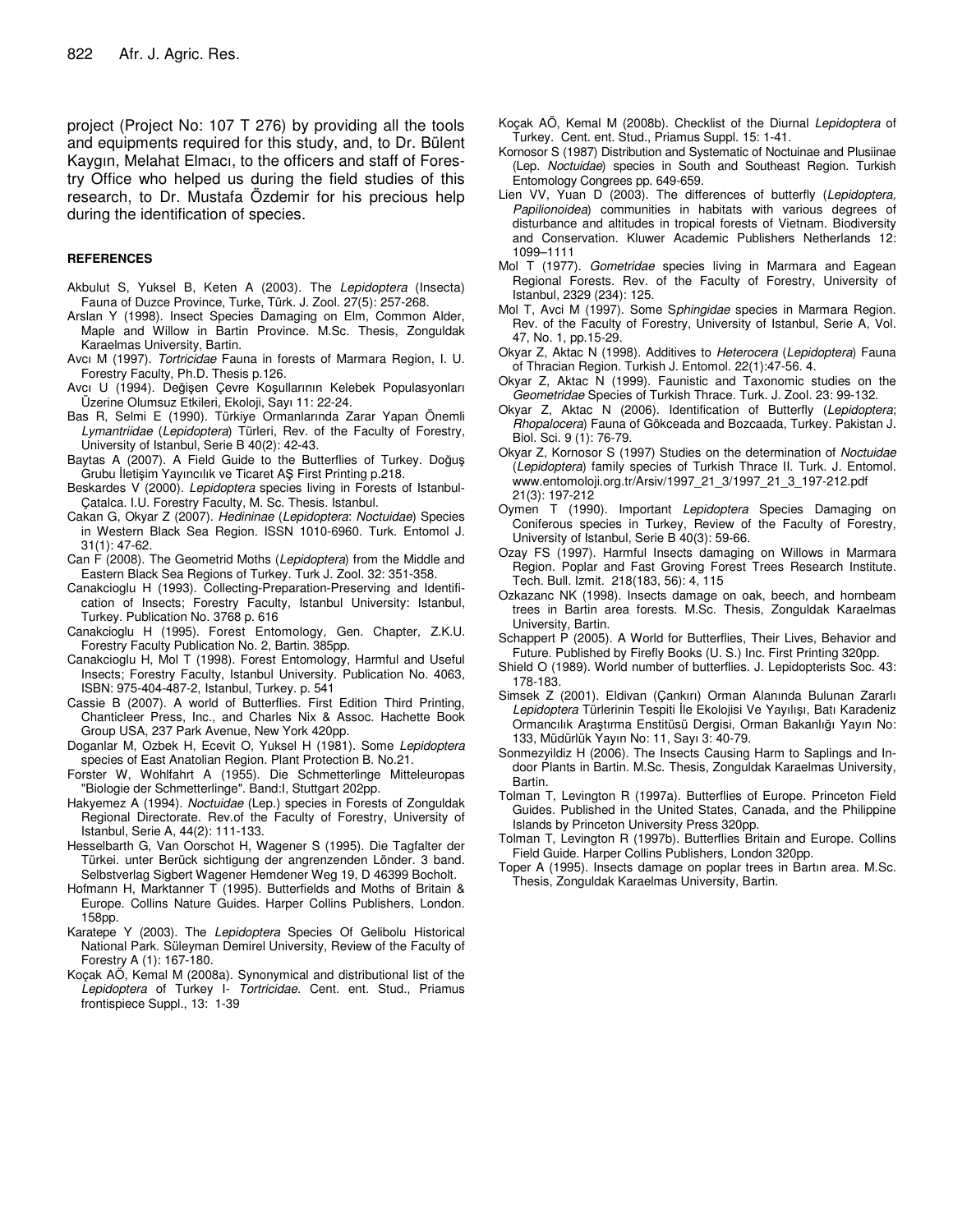project (Project No: 107 T 276) by providing all the tools and equipments required for this study, and, to Dr. Bülent Kaygın, Melahat Elmacı, to the officers and staff of Forestry Office who helped us during the field studies of this research, to Dr. Mustafa Özdemir for his precious help during the identification of species.

## REFERENCES

Akbulut S, Yuksel B, Keten A (2003). The *Lepidoptera* (Insecta) Fauna of Duzce Province, Turke, Türk. J. Zool. 27(5): 257-268.

Arslan Y (1998). Insect Species Damaging on Elm, Common Alder, Maple and Willow in Bartin Province. M.Sc. Thesis, Zonguldak Karaelmas University, Bartin.

Avcı M (1997). *Tortricidae* Fauna in forests of Marmara Region, I. U. Forestry Faculty, Ph.D. Thesis p.126.

Avcı U (1994). Değişen Çevre Koşullarının Kelebek Populasyonları Üzerine Olumsuz Etkileri, Ekoloji, Sayı 11: 22-24.

Bas R, Selmi E (1990). Türkiye Ormanlarında Zarar Yapan Önemli *Lymantriidae* (*Lepidoptera*) Türleri, Rev. of the Faculty of Forestry, University of Istanbul, Serie B 40(2): 42-43.

Baytas A (2007). A Field Guide to the Butterflies of Turkey. Doğuş Grubu İletişim Yayıncılık ve Ticaret AŞ First Printing p.218.

Beskardes V (2000). *Lepidoptera* species living in Forests of Istanbul-Çatalca. I.U. Forestry Faculty, M. Sc. Thesis. Istanbul.

Cakan G, Okyar Z (2007). *Hedininae* (*Lepidoptera*: *Noctuidae*) Species in Western Black Sea Region. ISSN 1010-6960. Turk. Entomol J. 31(1): 47-62.

Can F (2008). The Geometrid Moths (*Lepidoptera*) from the Middle and Eastern Black Sea Regions of Turkey. Turk J. Zool. 32: 351-358.

Canakcioglu H (1993). Collecting-Preparation-Preserving and Identification of Insects; Forestry Faculty, Istanbul University: Istanbul, Turkey. Publication No. 3768 p. 616

Canakcioglu H (1995). Forest Entomology, Gen. Chapter, Z.K.U. Forestry Faculty Publication No. 2, Bartin. 385pp.

Canakcioglu H, Mol T (1998). Forest Entomology, Harmful and Useful Insects; Forestry Faculty, Istanbul University. Publication No. 4063, ISBN: 975-404-487-2, Istanbul, Turkey. p. 541

Cassie B (2007). A world of Butterflies. First Edition Third Printing, Chanticleer Press, Inc., and Charles Nix & Assoc. Hachette Book Group USA, 237 Park Avenue, New York 420pp.

Doganlar M, Ozbek H, Ecevit O, Yuksel H (1981). Some *Lepidoptera* species of East Anatolian Region. Plant Protection B. No.21.

Forster W, Wohlfahrt A (1955). Die Schmetterlinge Mitteleuropas "Biologie der Schmetterlinge". Band:I, Stuttgart 202pp.

Hakyemez A (1994). *Noctuidae* (Lep.) species in Forests of Zonguldak Regional Directorate. Rev.of the Faculty of Forestry, University of Istanbul, Serie A, 44(2): 111-133.

Hesselbarth G, Van Oorschot H, Wagener S (1995). Die Tagfalter der Türkei. unter Berück sichtigung der angrenzenden Lönder. 3 band. Selbstverlag Sigbert Wagener Hemdener Weg 19, D 46399 Bocholt.

Hofmann H, Marktanner T (1995). Butterfields and Moths of Britain & Europe. Collins Nature Guides. Harper Collins Publishers, London. 158pp.

Karatepe Y (2003). The *Lepidoptera* Species Of Gelibolu Historical National Park. Süleyman Demirel University, Review of the Faculty of Forestry A (1): 167-180.

Koçak AÖ, Kemal M (2008a). Synonymical and distributional list of the *Lepidoptera* of Turkey I- *Tortricidae*. Cent. ent. Stud., Priamus frontispiece Suppl., 13: 1-39

Koçak AÖ, Kemal M (2008b). Checklist of the Diurnal *Lepidoptera* of Turkey. Cent. ent. Stud., Priamus Suppl. 15: 1-41.

Kornosor S (1987) Distribution and Systematic of Noctuinae and Plusiinae (Lep. *Noctuidae*) species in South and Southeast Region. Turkish Entomology Congrees pp. 649-659.

Lien VV, Yuan D (2003). The differences of butterfly (*Lepidoptera, Papilionoidea*) communities in habitats with various degrees of disturbance and altitudes in tropical forests of Vietnam. Biodiversity and Conservation. Kluwer Academic Publishers Netherlands 12: 1099–1111

Mol T (1977). *Gometridae* species living in Marmara and Eagean Regional Forests. Rev. of the Faculty of Forestry, University of Istanbul, 2329 (234): 125.

Mol T, Avci M (1997). Some S*phingidae* species in Marmara Region. Rev. of the Faculty of Forestry, University of Istanbul, Serie A, Vol. 47, No. 1, pp.15-29.

Okyar Z, Aktac N (1998). Additives to *Heterocera* (*Lepidoptera*) Fauna of Thracian Region. Turkish J. Entomol. 22(1):47-56. 4.

Okyar Z, Aktac N (1999). Faunistic and Taxonomic studies on the *Geometridae* Species of Turkish Thrace. Turk. J. Zool. 23: 99-132.

Okyar Z, Aktac N (2006). Identification of Butterfly (*Lepidoptera*; *Rhopalocera*) Fauna of Gökceada and Bozcaada, Turkey. Pakistan J. Biol. Sci. 9 (1): 76-79.

Okyar Z, Kornosor S (1997) Studies on the determination of *Noctuidae* (*Lepidoptera*) family species of Turkish Thrace II. Turk. J. Entomol. www.entomoloji.org.tr/Arsiv/1997_21_3/1997_21_3_197-212.pdf 21(3): 197-212

Oymen T (1990). Important *Lepidoptera* Species Damaging on Coniferous species in Turkey, Review of the Faculty of Forestry, University of Istanbul, Serie B 40(3): 59-66.

Ozay FS (1997). Harmful Insects damaging on Willows in Marmara Region. Poplar and Fast Groving Forest Trees Research Institute. Tech. Bull. Izmit. 218(183, 56): 4, 115

Ozkazanc NK (1998). Insects damage on oak, beech, and hornbeam trees in Bartin area forests. M.Sc. Thesis, Zonguldak Karaelmas University, Bartin.

Schappert P (2005). A World for Butterflies, Their Lives, Behavior and Future. Published by Firefly Books (U. S.) Inc. First Printing 320pp.

Shield O (1989). World number of butterflies. J. Lepidopterists Soc. 43: 178-183.

Simsek Z (2001). Eldivan (Çankırı) Orman Alanında Bulunan Zararlı *Lepidoptera* Türlerinin Tespiti İle Ekolojisi Ve Yayılışı, Batı Karadeniz Ormancılık Araştırma Enstitüsü Dergisi, Orman Bakanlığı Yayın No: 133, Müdürlük Yayın No: 11, Sayı 3: 40-79.

Sonmezyildiz H (2006). The Insects Causing Harm to Saplings and Indoor Plants in Bartin. M.Sc. Thesis, Zonguldak Karaelmas University, Bartin.

Tolman T, Levington R (1997a). Butterflies of Europe. Princeton Field Guides. Published in the United States, Canada, and the Philippine Islands by Princeton University Press 320pp.

Tolman T, Levington R (1997b). Butterflies Britain and Europe. Collins Field Guide. Harper Collins Publishers, London 320pp.

Toper A (1995). Insects damage on poplar trees in Bartın area. M.Sc. Thesis, Zonguldak Karaelmas University, Bartin.